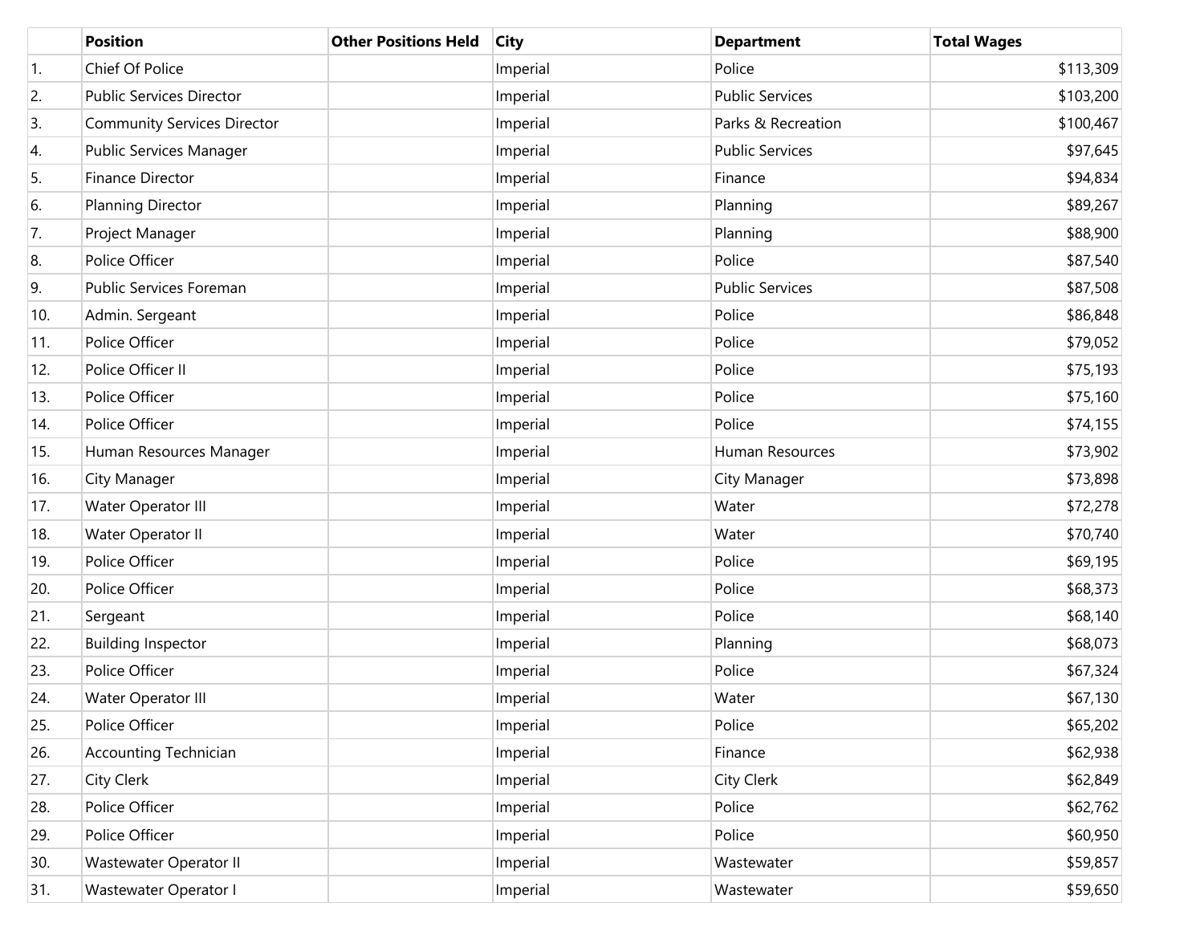| | Position | Other Positions Held | City | Department | Total Wages |
|---|---|---|---|---|---|
| 1. | Chief Of Police | | Imperial | Police | $113,309 |
| 2. | Public Services Director | | Imperial | Public Services | $103,200 |
| 3. | Community Services Director | | Imperial | Parks & Recreation | $100,467 |
| 4. | Public Services Manager | | Imperial | Public Services | $97,645 |
| 5. | Finance Director | | Imperial | Finance | $94,834 |
| 6. | Planning Director | | Imperial | Planning | $89,267 |
| 7. | Project Manager | | Imperial | Planning | $88,900 |
| 8. | Police Officer | | Imperial | Police | $87,540 |
| 9. | Public Services Foreman | | Imperial | Public Services | $87,508 |
| 10. | Admin. Sergeant | | Imperial | Police | $86,848 |
| 11. | Police Officer | | Imperial | Police | $79,052 |
| 12. | Police Officer II | | Imperial | Police | $75,193 |
| 13. | Police Officer | | Imperial | Police | $75,160 |
| 14. | Police Officer | | Imperial | Police | $74,155 |
| 15. | Human Resources Manager | | Imperial | Human Resources | $73,902 |
| 16. | City Manager | | Imperial | City Manager | $73,898 |
| 17. | Water Operator III | | Imperial | Water | $72,278 |
| 18. | Water Operator II | | Imperial | Water | $70,740 |
| 19. | Police Officer | | Imperial | Police | $69,195 |
| 20. | Police Officer | | Imperial | Police | $68,373 |
| 21. | Sergeant | | Imperial | Police | $68,140 |
| 22. | Building Inspector | | Imperial | Planning | $68,073 |
| 23. | Police Officer | | Imperial | Police | $67,324 |
| 24. | Water Operator III | | Imperial | Water | $67,130 |
| 25. | Police Officer | | Imperial | Police | $65,202 |
| 26. | Accounting Technician | | Imperial | Finance | $62,938 |
| 27. | City Clerk | | Imperial | City Clerk | $62,849 |
| 28. | Police Officer | | Imperial | Police | $62,762 |
| 29. | Police Officer | | Imperial | Police | $60,950 |
| 30. | Wastewater Operator II | | Imperial | Wastewater | $59,857 |
| 31. | Wastewater Operator I | | Imperial | Wastewater | $59,650 |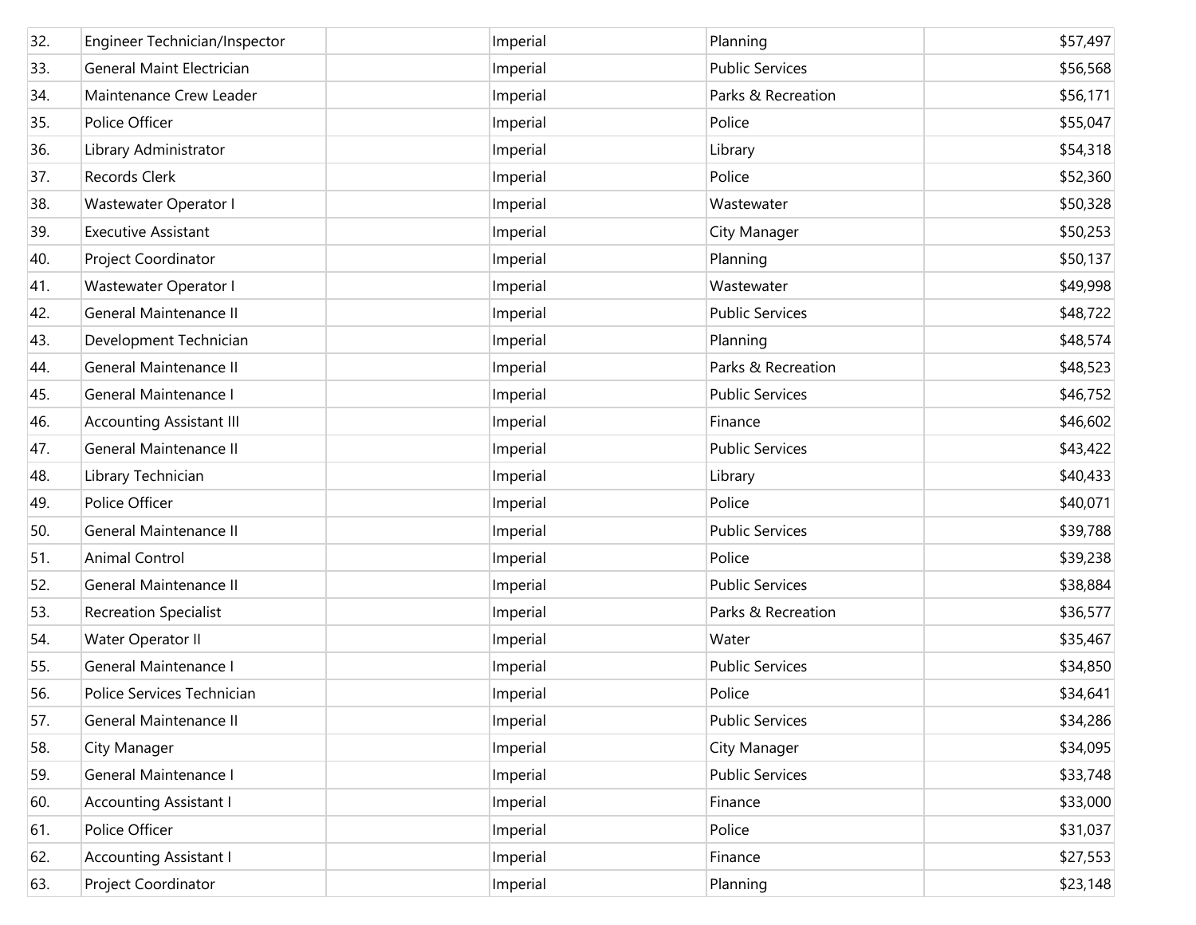| | | | | | |
|---|---|---|---|---|---|
| 32. | Engineer Technician/Inspector | | Imperial | Planning | $57,497 |
| 33. | General Maint Electrician | | Imperial | Public Services | $56,568 |
| 34. | Maintenance Crew Leader | | Imperial | Parks & Recreation | $56,171 |
| 35. | Police Officer | | Imperial | Police | $55,047 |
| 36. | Library Administrator | | Imperial | Library | $54,318 |
| 37. | Records Clerk | | Imperial | Police | $52,360 |
| 38. | Wastewater Operator I | | Imperial | Wastewater | $50,328 |
| 39. | Executive Assistant | | Imperial | City Manager | $50,253 |
| 40. | Project Coordinator | | Imperial | Planning | $50,137 |
| 41. | Wastewater Operator I | | Imperial | Wastewater | $49,998 |
| 42. | General Maintenance II | | Imperial | Public Services | $48,722 |
| 43. | Development Technician | | Imperial | Planning | $48,574 |
| 44. | General Maintenance II | | Imperial | Parks & Recreation | $48,523 |
| 45. | General Maintenance I | | Imperial | Public Services | $46,752 |
| 46. | Accounting Assistant III | | Imperial | Finance | $46,602 |
| 47. | General Maintenance II | | Imperial | Public Services | $43,422 |
| 48. | Library Technician | | Imperial | Library | $40,433 |
| 49. | Police Officer | | Imperial | Police | $40,071 |
| 50. | General Maintenance II | | Imperial | Public Services | $39,788 |
| 51. | Animal Control | | Imperial | Police | $39,238 |
| 52. | General Maintenance II | | Imperial | Public Services | $38,884 |
| 53. | Recreation Specialist | | Imperial | Parks & Recreation | $36,577 |
| 54. | Water Operator II | | Imperial | Water | $35,467 |
| 55. | General Maintenance I | | Imperial | Public Services | $34,850 |
| 56. | Police Services Technician | | Imperial | Police | $34,641 |
| 57. | General Maintenance II | | Imperial | Public Services | $34,286 |
| 58. | City Manager | | Imperial | City Manager | $34,095 |
| 59. | General Maintenance I | | Imperial | Public Services | $33,748 |
| 60. | Accounting Assistant I | | Imperial | Finance | $33,000 |
| 61. | Police Officer | | Imperial | Police | $31,037 |
| 62. | Accounting Assistant I | | Imperial | Finance | $27,553 |
| 63. | Project Coordinator | | Imperial | Planning | $23,148 |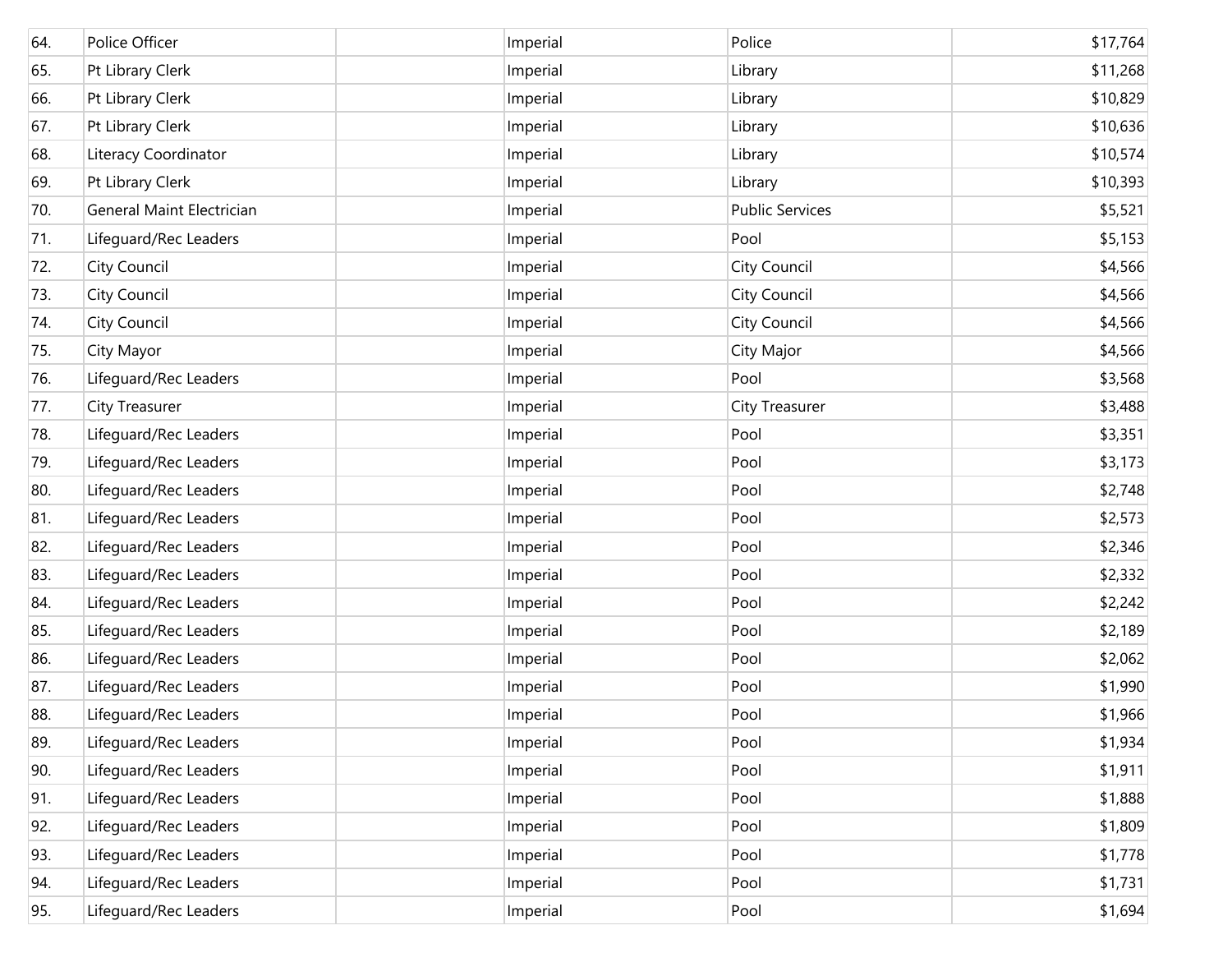| 64. | Police Officer | | Imperial | Police | $17,764 |
|---|---|---|---|---|---|
| 65. | Pt Library Clerk | | Imperial | Library | $11,268 |
| 66. | Pt Library Clerk | | Imperial | Library | $10,829 |
| 67. | Pt Library Clerk | | Imperial | Library | $10,636 |
| 68. | Literacy Coordinator | | Imperial | Library | $10,574 |
| 69. | Pt Library Clerk | | Imperial | Library | $10,393 |
| 70. | General Maint Electrician | | Imperial | Public Services | $5,521 |
| 71. | Lifeguard/Rec Leaders | | Imperial | Pool | $5,153 |
| 72. | City Council | | Imperial | City Council | $4,566 |
| 73. | City Council | | Imperial | City Council | $4,566 |
| 74. | City Council | | Imperial | City Council | $4,566 |
| 75. | City Mayor | | Imperial | City Major | $4,566 |
| 76. | Lifeguard/Rec Leaders | | Imperial | Pool | $3,568 |
| 77. | City Treasurer | | Imperial | City Treasurer | $3,488 |
| 78. | Lifeguard/Rec Leaders | | Imperial | Pool | $3,351 |
| 79. | Lifeguard/Rec Leaders | | Imperial | Pool | $3,173 |
| 80. | Lifeguard/Rec Leaders | | Imperial | Pool | $2,748 |
| 81. | Lifeguard/Rec Leaders | | Imperial | Pool | $2,573 |
| 82. | Lifeguard/Rec Leaders | | Imperial | Pool | $2,346 |
| 83. | Lifeguard/Rec Leaders | | Imperial | Pool | $2,332 |
| 84. | Lifeguard/Rec Leaders | | Imperial | Pool | $2,242 |
| 85. | Lifeguard/Rec Leaders | | Imperial | Pool | $2,189 |
| 86. | Lifeguard/Rec Leaders | | Imperial | Pool | $2,062 |
| 87. | Lifeguard/Rec Leaders | | Imperial | Pool | $1,990 |
| 88. | Lifeguard/Rec Leaders | | Imperial | Pool | $1,966 |
| 89. | Lifeguard/Rec Leaders | | Imperial | Pool | $1,934 |
| 90. | Lifeguard/Rec Leaders | | Imperial | Pool | $1,911 |
| 91. | Lifeguard/Rec Leaders | | Imperial | Pool | $1,888 |
| 92. | Lifeguard/Rec Leaders | | Imperial | Pool | $1,809 |
| 93. | Lifeguard/Rec Leaders | | Imperial | Pool | $1,778 |
| 94. | Lifeguard/Rec Leaders | | Imperial | Pool | $1,731 |
| 95. | Lifeguard/Rec Leaders | | Imperial | Pool | $1,694 |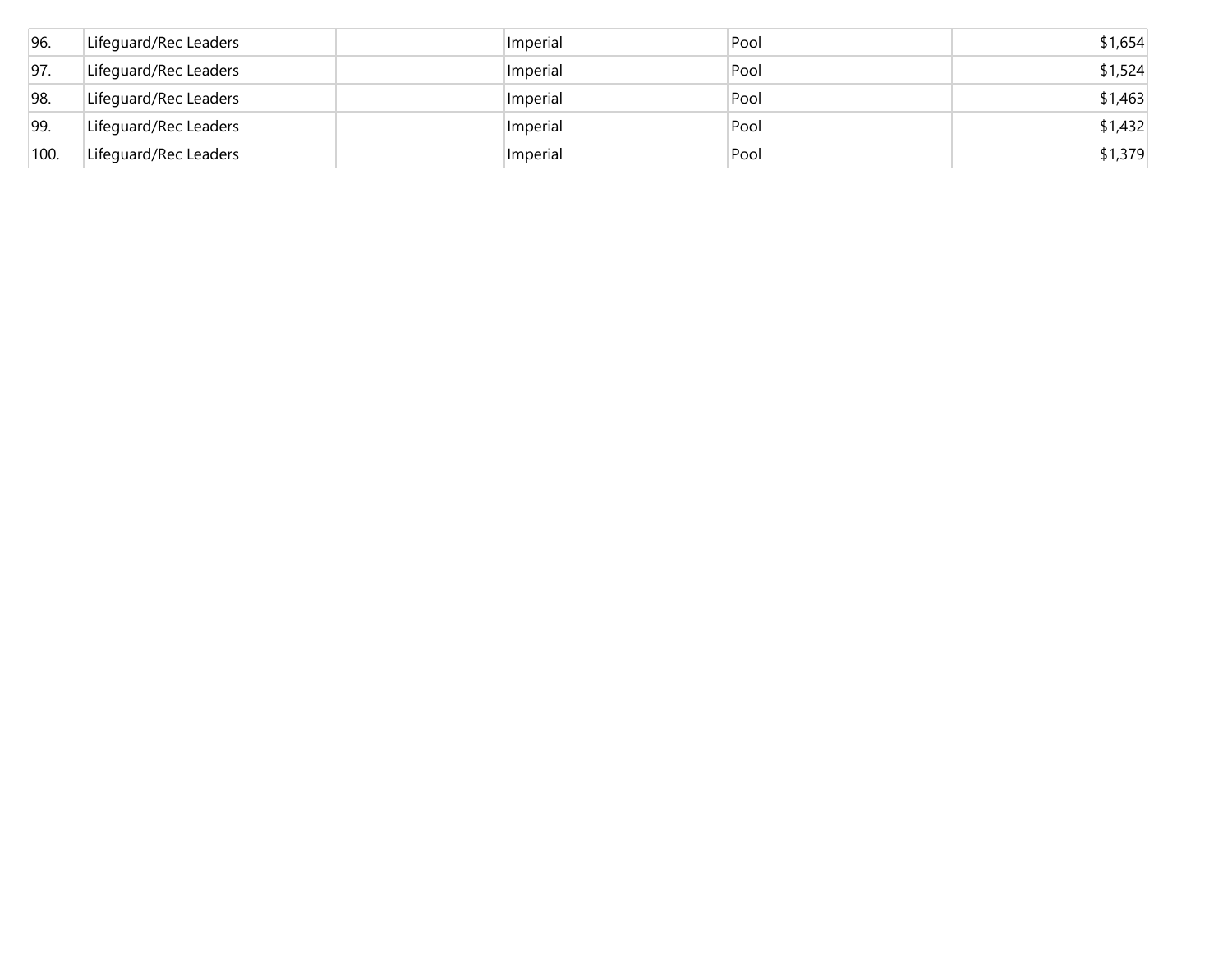| | | | | | |
|---|---|---|---|---|---|
| 96. | Lifeguard/Rec Leaders | | Imperial | Pool | $1,654 |
| 97. | Lifeguard/Rec Leaders | | Imperial | Pool | $1,524 |
| 98. | Lifeguard/Rec Leaders | | Imperial | Pool | $1,463 |
| 99. | Lifeguard/Rec Leaders | | Imperial | Pool | $1,432 |
| 100. | Lifeguard/Rec Leaders | | Imperial | Pool | $1,379 |